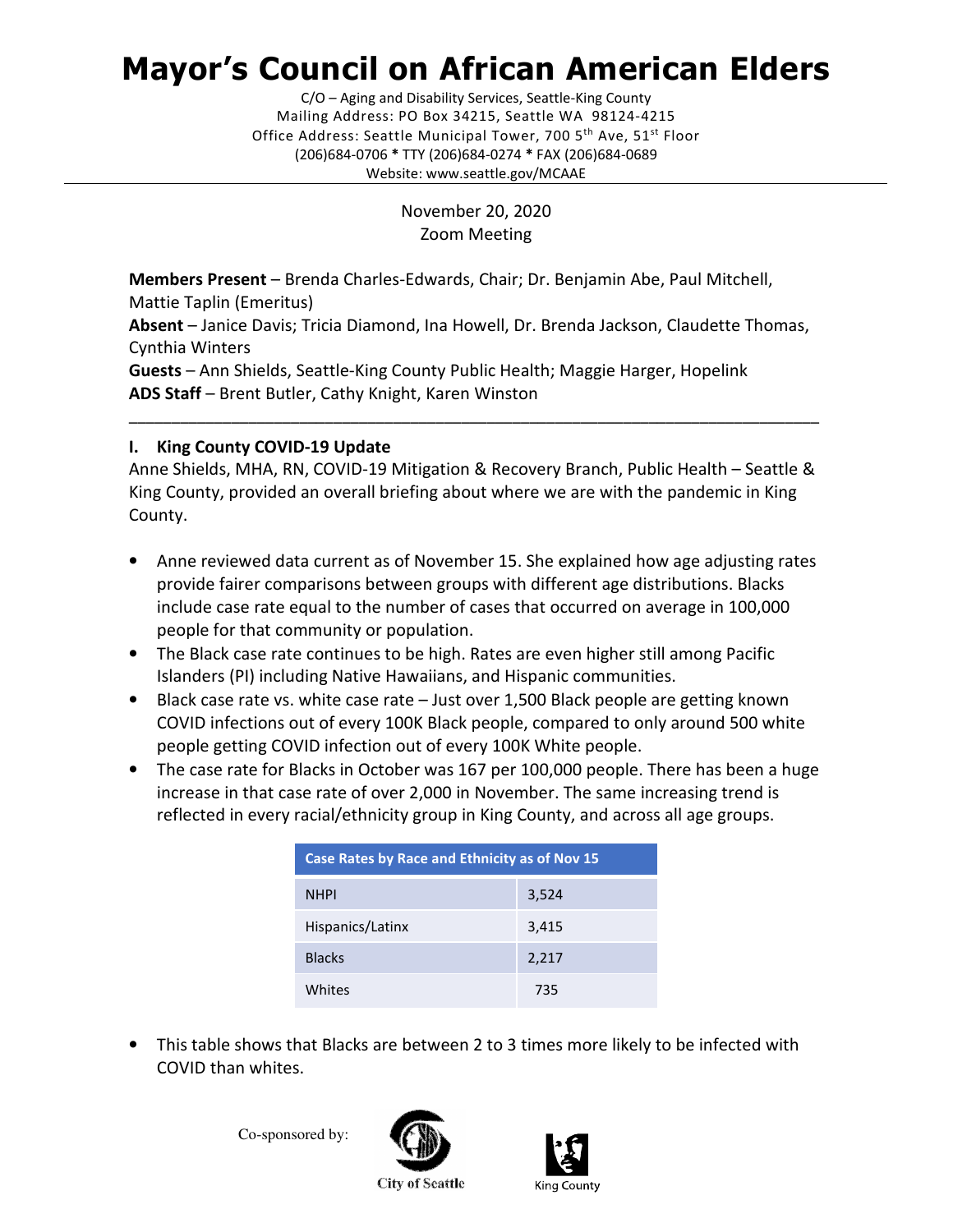# Mayor's Council on African American Elders

C/O – Aging and Disability Services, Seattle-King County
Mailing Address: PO Box 34215, Seattle WA 98124-4215
Office Address: Seattle Municipal Tower, 700 5th Ave, 51st Floor
(206)684-0706 * TTY (206)684-0274 * FAX (206)684-0689
Website: www.seattle.gov/MCAAE

---

November 20, 2020
Zoom Meeting

**Members Present** – Brenda Charles-Edwards, Chair; Dr. Benjamin Abe, Paul Mitchell, Mattie Taplin (Emeritus)
**Absent** – Janice Davis; Tricia Diamond, Ina Howell, Dr. Brenda Jackson, Claudette Thomas, Cynthia Winters
**Guests** – Ann Shields, Seattle-King County Public Health; Maggie Harger, Hopelink
**ADS Staff** – Brent Butler, Cathy Knight, Karen Winston

---

## I. King County COVID-19 Update

Anne Shields, MHA, RN, COVID-19 Mitigation & Recovery Branch, Public Health – Seattle & King County, provided an overall briefing about where we are with the pandemic in King County.

- Anne reviewed data current as of November 15. She explained how age adjusting rates provide fairer comparisons between groups with different age distributions. Blacks include case rate equal to the number of cases that occurred on average in 100,000 people for that community or population.
- The Black case rate continues to be high. Rates are even higher still among Pacific Islanders (PI) including Native Hawaiians, and Hispanic communities.
- Black case rate vs. white case rate – Just over 1,500 Black people are getting known COVID infections out of every 100K Black people, compared to only around 500 white people getting COVID infection out of every 100K White people.
- The case rate for Blacks in October was 167 per 100,000 people. There has been a huge increase in that case rate of over 2,000 in November. The same increasing trend is reflected in every racial/ethnicity group in King County, and across all age groups.

| Case Rates by Race and Ethnicity as of Nov 15 | |
|---|---|
| NHPI | 3,524 |
| Hispanics/Latinx | 3,415 |
| Blacks | 2,217 |
| Whites | 735 |

- This table shows that Blacks are between 2 to 3 times more likely to be infected with COVID than whites.

Co-sponsored by: City of Seattle, King County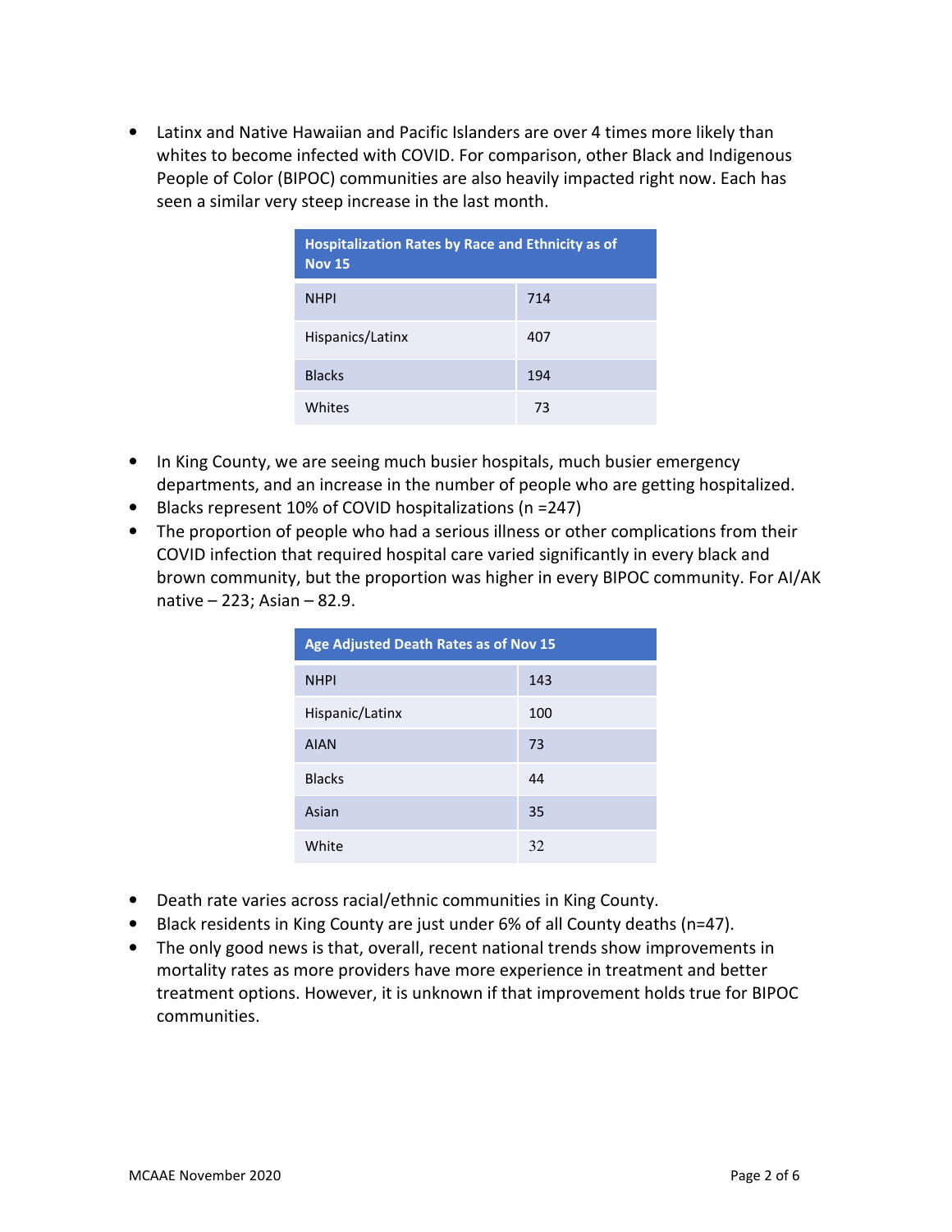- Latinx and Native Hawaiian and Pacific Islanders are over 4 times more likely than whites to become infected with COVID. For comparison, other Black and Indigenous People of Color (BIPOC) communities are also heavily impacted right now. Each has seen a similar very steep increase in the last month.

| Hospitalization Rates by Race and Ethnicity as of Nov 15 | |
|---|---|
| NHPI | 714 |
| Hispanics/Latinx | 407 |
| Blacks | 194 |
| Whites | 73 |

- In King County, we are seeing much busier hospitals, much busier emergency departments, and an increase in the number of people who are getting hospitalized.
- Blacks represent 10% of COVID hospitalizations (n =247)
- The proportion of people who had a serious illness or other complications from their COVID infection that required hospital care varied significantly in every black and brown community, but the proportion was higher in every BIPOC community. For AI/AK native – 223; Asian – 82.9.

| Age Adjusted Death Rates as of Nov 15 | |
|---|---|
| NHPI | 143 |
| Hispanic/Latinx | 100 |
| AIAN | 73 |
| Blacks | 44 |
| Asian | 35 |
| White | 32 |

- Death rate varies across racial/ethnic communities in King County.
- Black residents in King County are just under 6% of all County deaths (n=47).
- The only good news is that, overall, recent national trends show improvements in mortality rates as more providers have more experience in treatment and better treatment options. However, it is unknown if that improvement holds true for BIPOC communities.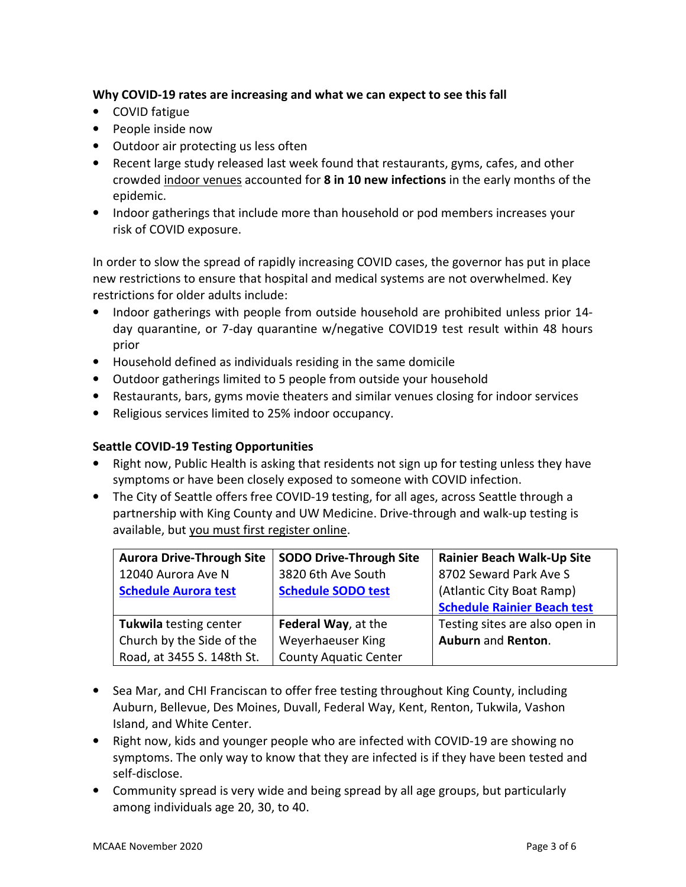**Why COVID-19 rates are increasing and what we can expect to see this fall**

- COVID fatigue
- People inside now
- Outdoor air protecting us less often
- Recent large study released last week found that restaurants, gyms, cafes, and other crowded indoor venues accounted for **8 in 10 new infections** in the early months of the epidemic.
- Indoor gatherings that include more than household or pod members increases your risk of COVID exposure.

In order to slow the spread of rapidly increasing COVID cases, the governor has put in place new restrictions to ensure that hospital and medical systems are not overwhelmed. Key restrictions for older adults include:

- Indoor gatherings with people from outside household are prohibited unless prior 14-day quarantine, or 7-day quarantine w/negative COVID19 test result within 48 hours prior
- Household defined as individuals residing in the same domicile
- Outdoor gatherings limited to 5 people from outside your household
- Restaurants, bars, gyms movie theaters and similar venues closing for indoor services
- Religious services limited to 25% indoor occupancy.

**Seattle COVID-19 Testing Opportunities**

- Right now, Public Health is asking that residents not sign up for testing unless they have symptoms or have been closely exposed to someone with COVID infection.
- The City of Seattle offers free COVID-19 testing, for all ages, across Seattle through a partnership with King County and UW Medicine. Drive-through and walk-up testing is available, but you must first register online.

| **Aurora Drive-Through Site**<br>12040 Aurora Ave N<br>**Schedule Aurora test** | **SODO Drive-Through Site**<br>3820 6th Ave South<br>**Schedule SODO test** | **Rainier Beach Walk-Up Site**<br>8702 Seward Park Ave S<br>(Atlantic City Boat Ramp)<br>**Schedule Rainier Beach test** |
|---|---|---|
| **Tukwila** testing center<br>Church by the Side of the Road, at 3455 S. 148th St. | **Federal Way**, at the Weyerhaeuser King County Aquatic Center | Testing sites are also open in **Auburn** and **Renton**. |

- Sea Mar, and CHI Franciscan to offer free testing throughout King County, including Auburn, Bellevue, Des Moines, Duvall, Federal Way, Kent, Renton, Tukwila, Vashon Island, and White Center.
- Right now, kids and younger people who are infected with COVID-19 are showing no symptoms. The only way to know that they are infected is if they have been tested and self-disclose.
- Community spread is very wide and being spread by all age groups, but particularly among individuals age 20, 30, to 40.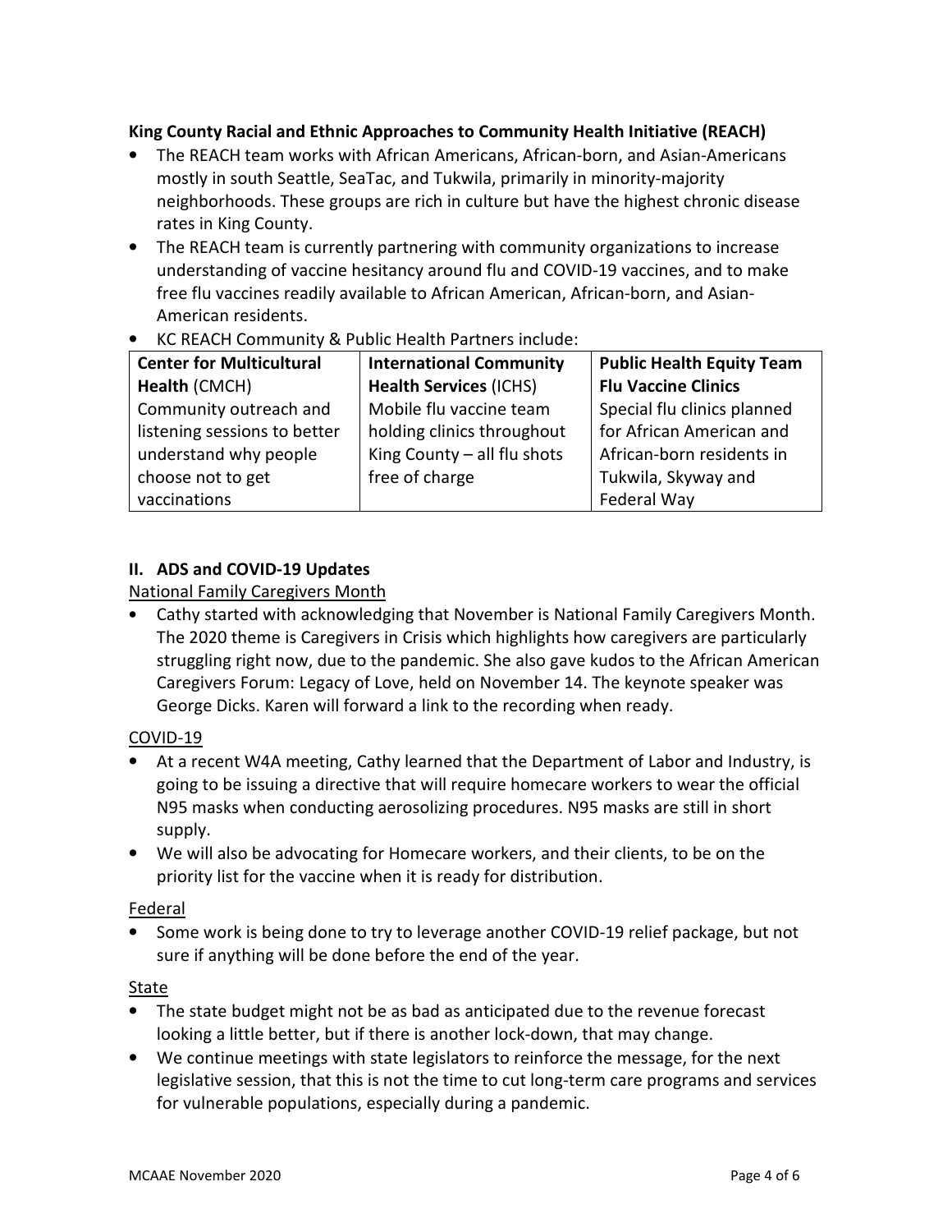**King County Racial and Ethnic Approaches to Community Health Initiative (REACH)**

- The REACH team works with African Americans, African-born, and Asian-Americans mostly in south Seattle, SeaTac, and Tukwila, primarily in minority-majority neighborhoods. These groups are rich in culture but have the highest chronic disease rates in King County.
- The REACH team is currently partnering with community organizations to increase understanding of vaccine hesitancy around flu and COVID-19 vaccines, and to make free flu vaccines readily available to African American, African-born, and Asian-American residents.
- KC REACH Community & Public Health Partners include:

| **Center for Multicultural Health** (CMCH) | **International Community Health Services** (ICHS) | **Public Health Equity Team Flu Vaccine Clinics** |
|---|---|---|
| Community outreach and listening sessions to better understand why people choose not to get vaccinations | Mobile flu vaccine team holding clinics throughout King County – all flu shots free of charge | Special flu clinics planned for African American and African-born residents in Tukwila, Skyway and Federal Way |

## II. ADS and COVID-19 Updates

National Family Caregivers Month

- Cathy started with acknowledging that November is National Family Caregivers Month. The 2020 theme is Caregivers in Crisis which highlights how caregivers are particularly struggling right now, due to the pandemic. She also gave kudos to the African American Caregivers Forum: Legacy of Love, held on November 14. The keynote speaker was George Dicks. Karen will forward a link to the recording when ready.

COVID-19

- At a recent W4A meeting, Cathy learned that the Department of Labor and Industry, is going to be issuing a directive that will require homecare workers to wear the official N95 masks when conducting aerosolizing procedures. N95 masks are still in short supply.
- We will also be advocating for Homecare workers, and their clients, to be on the priority list for the vaccine when it is ready for distribution.

Federal

- Some work is being done to try to leverage another COVID-19 relief package, but not sure if anything will be done before the end of the year.

State

- The state budget might not be as bad as anticipated due to the revenue forecast looking a little better, but if there is another lock-down, that may change.
- We continue meetings with state legislators to reinforce the message, for the next legislative session, that this is not the time to cut long-term care programs and services for vulnerable populations, especially during a pandemic.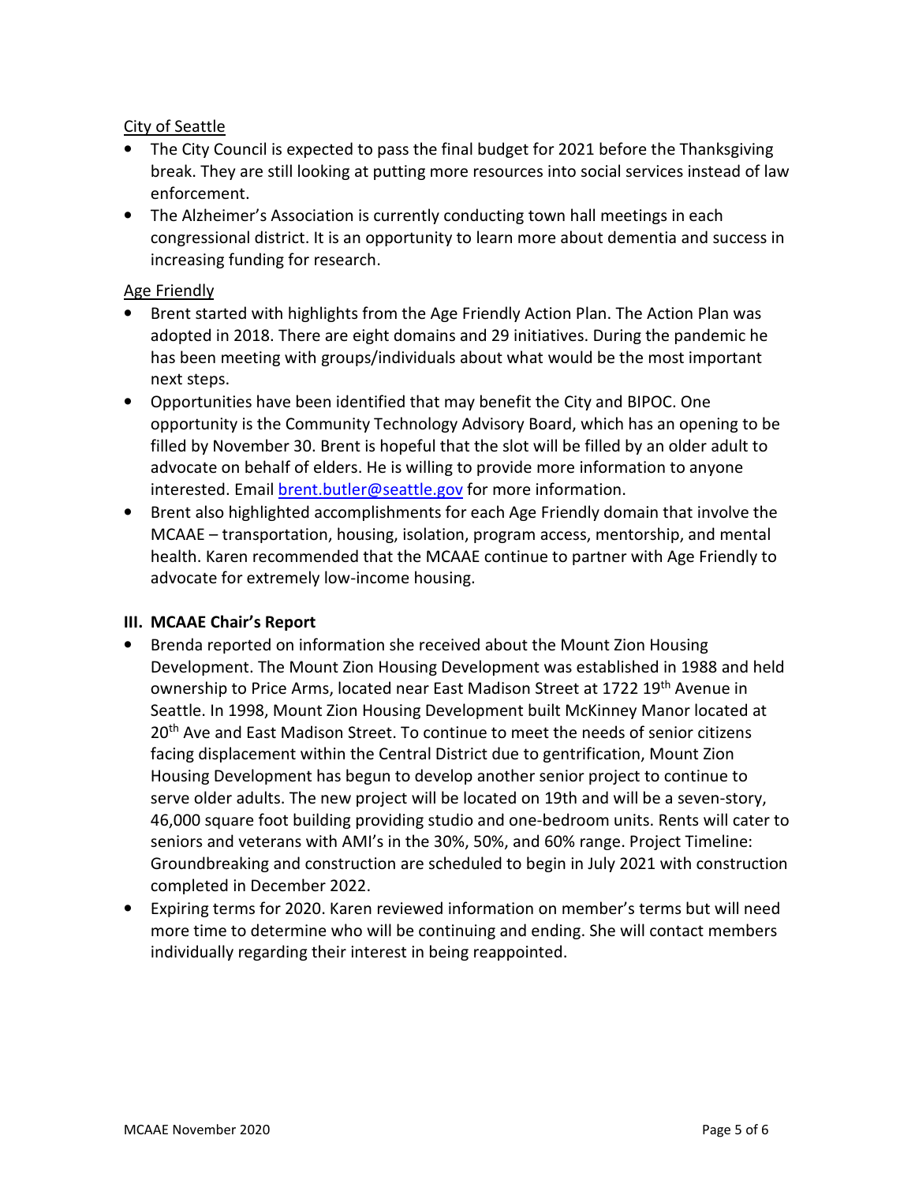City of Seattle

- The City Council is expected to pass the final budget for 2021 before the Thanksgiving break. They are still looking at putting more resources into social services instead of law enforcement.
- The Alzheimer's Association is currently conducting town hall meetings in each congressional district. It is an opportunity to learn more about dementia and success in increasing funding for research.

Age Friendly

- Brent started with highlights from the Age Friendly Action Plan. The Action Plan was adopted in 2018. There are eight domains and 29 initiatives. During the pandemic he has been meeting with groups/individuals about what would be the most important next steps.
- Opportunities have been identified that may benefit the City and BIPOC. One opportunity is the Community Technology Advisory Board, which has an opening to be filled by November 30. Brent is hopeful that the slot will be filled by an older adult to advocate on behalf of elders. He is willing to provide more information to anyone interested. Email [brent.butler@seattle.gov](mailto:brent.butler@seattle.gov) for more information.
- Brent also highlighted accomplishments for each Age Friendly domain that involve the MCAAE – transportation, housing, isolation, program access, mentorship, and mental health. Karen recommended that the MCAAE continue to partner with Age Friendly to advocate for extremely low-income housing.

### III. MCAAE Chair's Report

- Brenda reported on information she received about the Mount Zion Housing Development. The Mount Zion Housing Development was established in 1988 and held ownership to Price Arms, located near East Madison Street at 1722 19th Avenue in Seattle. In 1998, Mount Zion Housing Development built McKinney Manor located at 20th Ave and East Madison Street. To continue to meet the needs of senior citizens facing displacement within the Central District due to gentrification, Mount Zion Housing Development has begun to develop another senior project to continue to serve older adults. The new project will be located on 19th and will be a seven-story, 46,000 square foot building providing studio and one-bedroom units. Rents will cater to seniors and veterans with AMI's in the 30%, 50%, and 60% range. Project Timeline: Groundbreaking and construction are scheduled to begin in July 2021 with construction completed in December 2022.
- Expiring terms for 2020. Karen reviewed information on member's terms but will need more time to determine who will be continuing and ending. She will contact members individually regarding their interest in being reappointed.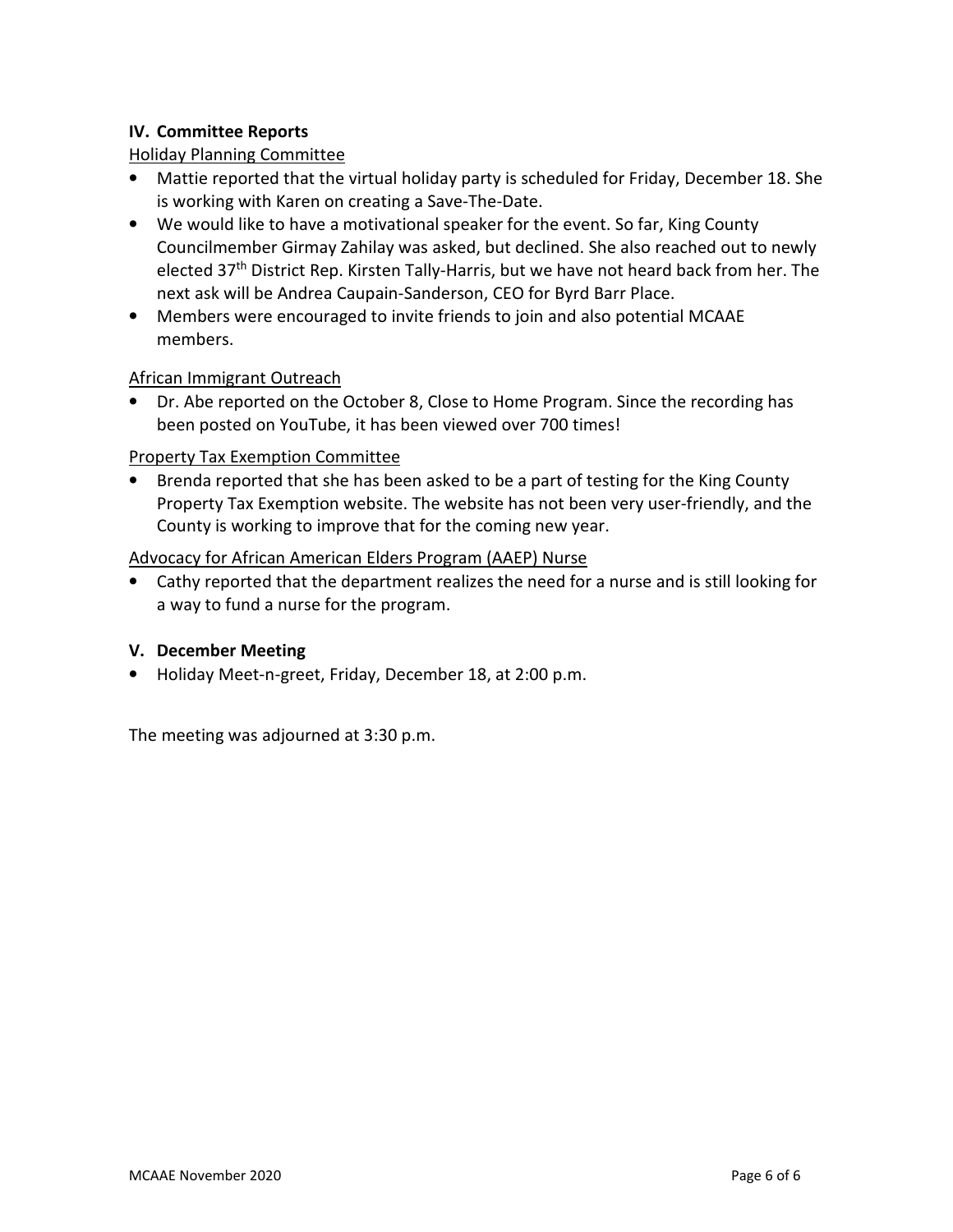## IV. Committee Reports

Holiday Planning Committee

- Mattie reported that the virtual holiday party is scheduled for Friday, December 18. She is working with Karen on creating a Save-The-Date.
- We would like to have a motivational speaker for the event. So far, King County Councilmember Girmay Zahilay was asked, but declined. She also reached out to newly elected 37th District Rep. Kirsten Tally-Harris, but we have not heard back from her. The next ask will be Andrea Caupain-Sanderson, CEO for Byrd Barr Place.
- Members were encouraged to invite friends to join and also potential MCAAE members.

African Immigrant Outreach

- Dr. Abe reported on the October 8, Close to Home Program. Since the recording has been posted on YouTube, it has been viewed over 700 times!

Property Tax Exemption Committee

- Brenda reported that she has been asked to be a part of testing for the King County Property Tax Exemption website. The website has not been very user-friendly, and the County is working to improve that for the coming new year.

Advocacy for African American Elders Program (AAEP) Nurse

- Cathy reported that the department realizes the need for a nurse and is still looking for a way to fund a nurse for the program.

## V. December Meeting

- Holiday Meet-n-greet, Friday, December 18, at 2:00 p.m.

The meeting was adjourned at 3:30 p.m.